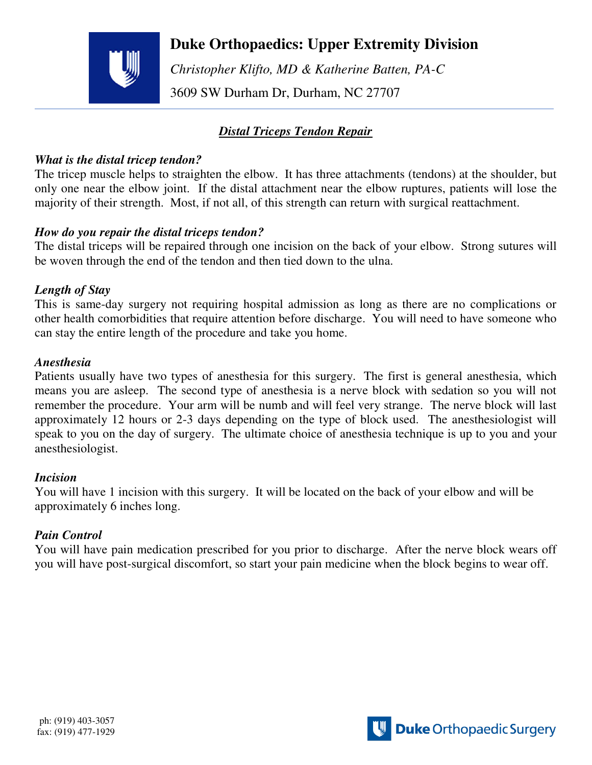# Duke Orthopaedics: Upper Extremity Division

*Christopher Klifto, MD & Katherine Batten, PA-C*

3609 SW Durham Dr, Durham, NC 27707

---

## ***Distal Triceps Tendon Repair***

***What is the distal tricep tendon?***

The tricep muscle helps to straighten the elbow. It has three attachments (tendons) at the shoulder, but only one near the elbow joint. If the distal attachment near the elbow ruptures, patients will lose the majority of their strength. Most, if not all, of this strength can return with surgical reattachment.

***How do you repair the distal triceps tendon?***

The distal triceps will be repaired through one incision on the back of your elbow. Strong sutures will be woven through the end of the tendon and then tied down to the ulna.

***Length of Stay***

This is same-day surgery not requiring hospital admission as long as there are no complications or other health comorbidities that require attention before discharge. You will need to have someone who can stay the entire length of the procedure and take you home.

***Anesthesia***

Patients usually have two types of anesthesia for this surgery. The first is general anesthesia, which means you are asleep. The second type of anesthesia is a nerve block with sedation so you will not remember the procedure. Your arm will be numb and will feel very strange. The nerve block will last approximately 12 hours or 2-3 days depending on the type of block used. The anesthesiologist will speak to you on the day of surgery. The ultimate choice of anesthesia technique is up to you and your anesthesiologist.

***Incision***

You will have 1 incision with this surgery. It will be located on the back of your elbow and will be approximately 6 inches long.

***Pain Control***

You will have pain medication prescribed for you prior to discharge. After the nerve block wears off you will have post-surgical discomfort, so start your pain medicine when the block begins to wear off.

ph: (919) 403-3057
fax: (919) 477-1929

Duke Orthopaedic Surgery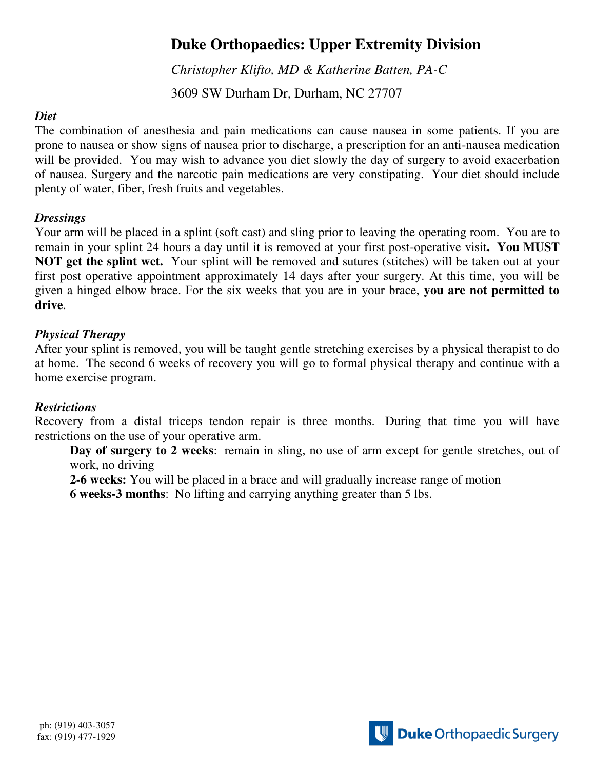# Duke Orthopaedics: Upper Extremity Division

*Christopher Klifto, MD & Katherine Batten, PA-C*

3609 SW Durham Dr, Durham, NC 27707

### *Diet*

The combination of anesthesia and pain medications can cause nausea in some patients. If you are prone to nausea or show signs of nausea prior to discharge, a prescription for an anti-nausea medication will be provided. You may wish to advance you diet slowly the day of surgery to avoid exacerbation of nausea. Surgery and the narcotic pain medications are very constipating. Your diet should include plenty of water, fiber, fresh fruits and vegetables.

### *Dressings*

Your arm will be placed in a splint (soft cast) and sling prior to leaving the operating room. You are to remain in your splint 24 hours a day until it is removed at your first post-operative visit**. You MUST NOT get the splint wet.** Your splint will be removed and sutures (stitches) will be taken out at your first post operative appointment approximately 14 days after your surgery. At this time, you will be given a hinged elbow brace. For the six weeks that you are in your brace, **you are not permitted to drive**.

### *Physical Therapy*

After your splint is removed, you will be taught gentle stretching exercises by a physical therapist to do at home. The second 6 weeks of recovery you will go to formal physical therapy and continue with a home exercise program.

### *Restrictions*

Recovery from a distal triceps tendon repair is three months. During that time you will have restrictions on the use of your operative arm.

**Day of surgery to 2 weeks**: remain in sling, no use of arm except for gentle stretches, out of work, no driving

**2-6 weeks:** You will be placed in a brace and will gradually increase range of motion

**6 weeks-3 months**: No lifting and carrying anything greater than 5 lbs.

ph: (919) 403-3057
fax: (919) 477-1929

Duke Orthopaedic Surgery